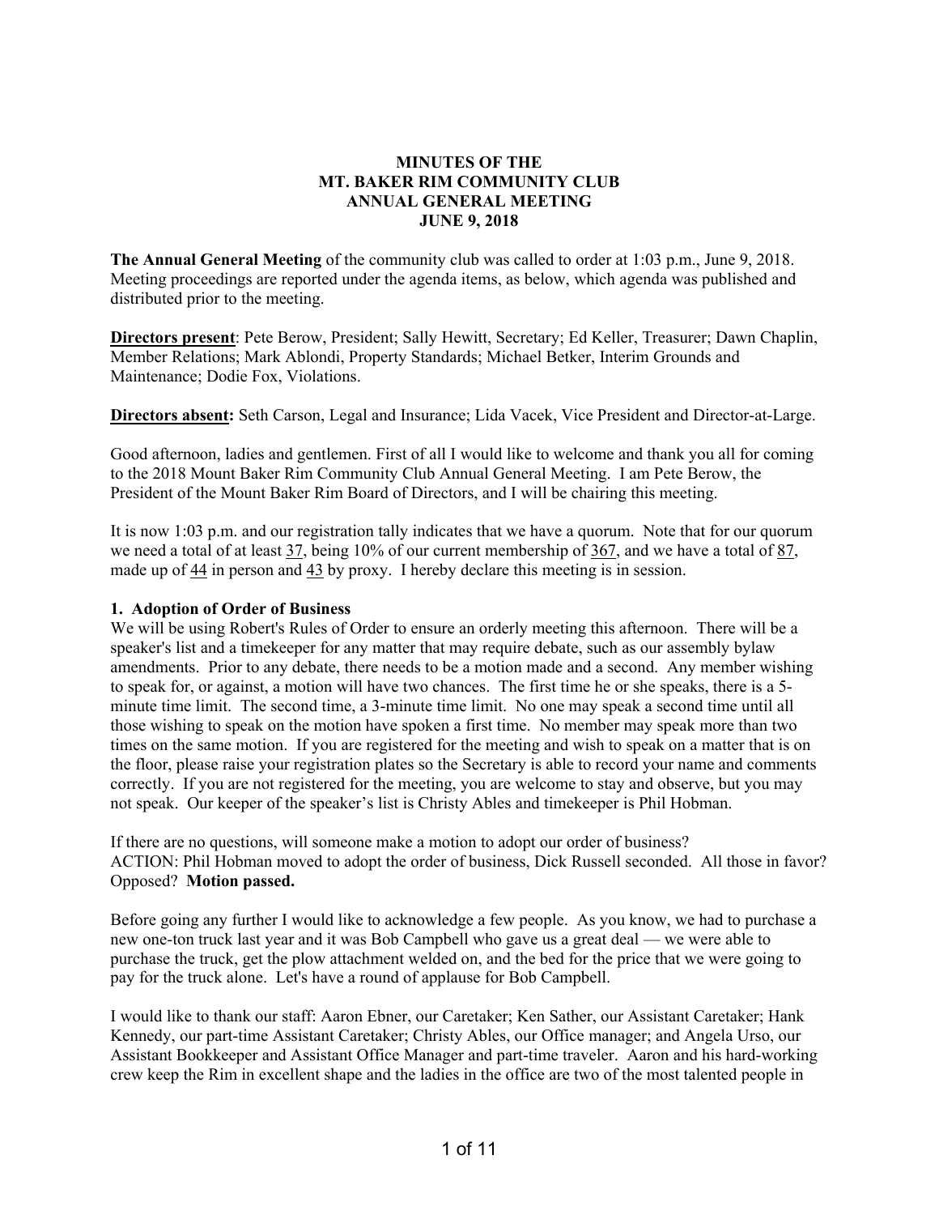**MINUTES OF THE**
**MT. BAKER RIM COMMUNITY CLUB**
**ANNUAL GENERAL MEETING**
**JUNE 9, 2018**

**The Annual General Meeting** of the community club was called to order at 1:03 p.m., June 9, 2018. Meeting proceedings are reported under the agenda items, as below, which agenda was published and distributed prior to the meeting.

**Directors present**: Pete Berow, President; Sally Hewitt, Secretary; Ed Keller, Treasurer; Dawn Chaplin, Member Relations; Mark Ablondi, Property Standards; Michael Betker, Interim Grounds and Maintenance; Dodie Fox, Violations.

**Directors absent:** Seth Carson, Legal and Insurance; Lida Vacek, Vice President and Director-at-Large.

Good afternoon, ladies and gentlemen. First of all I would like to welcome and thank you all for coming to the 2018 Mount Baker Rim Community Club Annual General Meeting. I am Pete Berow, the President of the Mount Baker Rim Board of Directors, and I will be chairing this meeting.

It is now 1:03 p.m. and our registration tally indicates that we have a quorum. Note that for our quorum we need a total of at least 37, being 10% of our current membership of 367, and we have a total of 87, made up of 44 in person and 43 by proxy. I hereby declare this meeting is in session.

**1. Adoption of Order of Business**

We will be using Robert's Rules of Order to ensure an orderly meeting this afternoon. There will be a speaker's list and a timekeeper for any matter that may require debate, such as our assembly bylaw amendments. Prior to any debate, there needs to be a motion made and a second. Any member wishing to speak for, or against, a motion will have two chances. The first time he or she speaks, there is a 5-minute time limit. The second time, a 3-minute time limit. No one may speak a second time until all those wishing to speak on the motion have spoken a first time. No member may speak more than two times on the same motion. If you are registered for the meeting and wish to speak on a matter that is on the floor, please raise your registration plates so the Secretary is able to record your name and comments correctly. If you are not registered for the meeting, you are welcome to stay and observe, but you may not speak. Our keeper of the speaker's list is Christy Ables and timekeeper is Phil Hobman.

If there are no questions, will someone make a motion to adopt our order of business?
ACTION: Phil Hobman moved to adopt the order of business, Dick Russell seconded. All those in favor? Opposed? **Motion passed.**

Before going any further I would like to acknowledge a few people. As you know, we had to purchase a new one-ton truck last year and it was Bob Campbell who gave us a great deal — we were able to purchase the truck, get the plow attachment welded on, and the bed for the price that we were going to pay for the truck alone. Let's have a round of applause for Bob Campbell.

I would like to thank our staff: Aaron Ebner, our Caretaker; Ken Sather, our Assistant Caretaker; Hank Kennedy, our part-time Assistant Caretaker; Christy Ables, our Office manager; and Angela Urso, our Assistant Bookkeeper and Assistant Office Manager and part-time traveler. Aaron and his hard-working crew keep the Rim in excellent shape and the ladies in the office are two of the most talented people in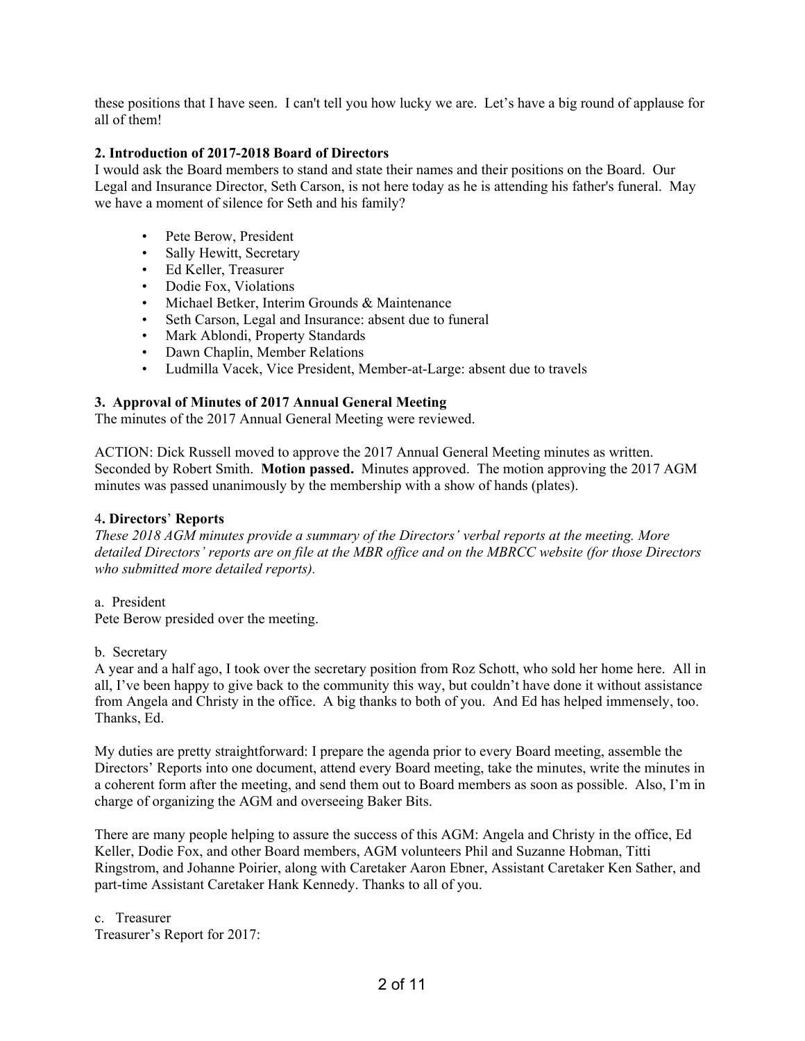these positions that I have seen. I can't tell you how lucky we are. Let's have a big round of applause for all of them!

**2. Introduction of 2017-2018 Board of Directors**

I would ask the Board members to stand and state their names and their positions on the Board. Our Legal and Insurance Director, Seth Carson, is not here today as he is attending his father's funeral. May we have a moment of silence for Seth and his family?

- Pete Berow, President
- Sally Hewitt, Secretary
- Ed Keller, Treasurer
- Dodie Fox, Violations
- Michael Betker, Interim Grounds & Maintenance
- Seth Carson, Legal and Insurance: absent due to funeral
- Mark Ablondi, Property Standards
- Dawn Chaplin, Member Relations
- Ludmilla Vacek, Vice President, Member-at-Large: absent due to travels

**3. Approval of Minutes of 2017 Annual General Meeting**

The minutes of the 2017 Annual General Meeting were reviewed.

ACTION: Dick Russell moved to approve the 2017 Annual General Meeting minutes as written. Seconded by Robert Smith. **Motion passed.** Minutes approved. The motion approving the 2017 AGM minutes was passed unanimously by the membership with a show of hands (plates).

**4. Directors' Reports**

*These 2018 AGM minutes provide a summary of the Directors' verbal reports at the meeting. More detailed Directors' reports are on file at the MBR office and on the MBRCC website (for those Directors who submitted more detailed reports).*

a. President

Pete Berow presided over the meeting.

b. Secretary

A year and a half ago, I took over the secretary position from Roz Schott, who sold her home here. All in all, I've been happy to give back to the community this way, but couldn't have done it without assistance from Angela and Christy in the office. A big thanks to both of you. And Ed has helped immensely, too. Thanks, Ed.

My duties are pretty straightforward: I prepare the agenda prior to every Board meeting, assemble the Directors' Reports into one document, attend every Board meeting, take the minutes, write the minutes in a coherent form after the meeting, and send them out to Board members as soon as possible. Also, I'm in charge of organizing the AGM and overseeing Baker Bits.

There are many people helping to assure the success of this AGM: Angela and Christy in the office, Ed Keller, Dodie Fox, and other Board members, AGM volunteers Phil and Suzanne Hobman, Titti Ringstrom, and Johanne Poirier, along with Caretaker Aaron Ebner, Assistant Caretaker Ken Sather, and part-time Assistant Caretaker Hank Kennedy. Thanks to all of you.

c. Treasurer

Treasurer's Report for 2017: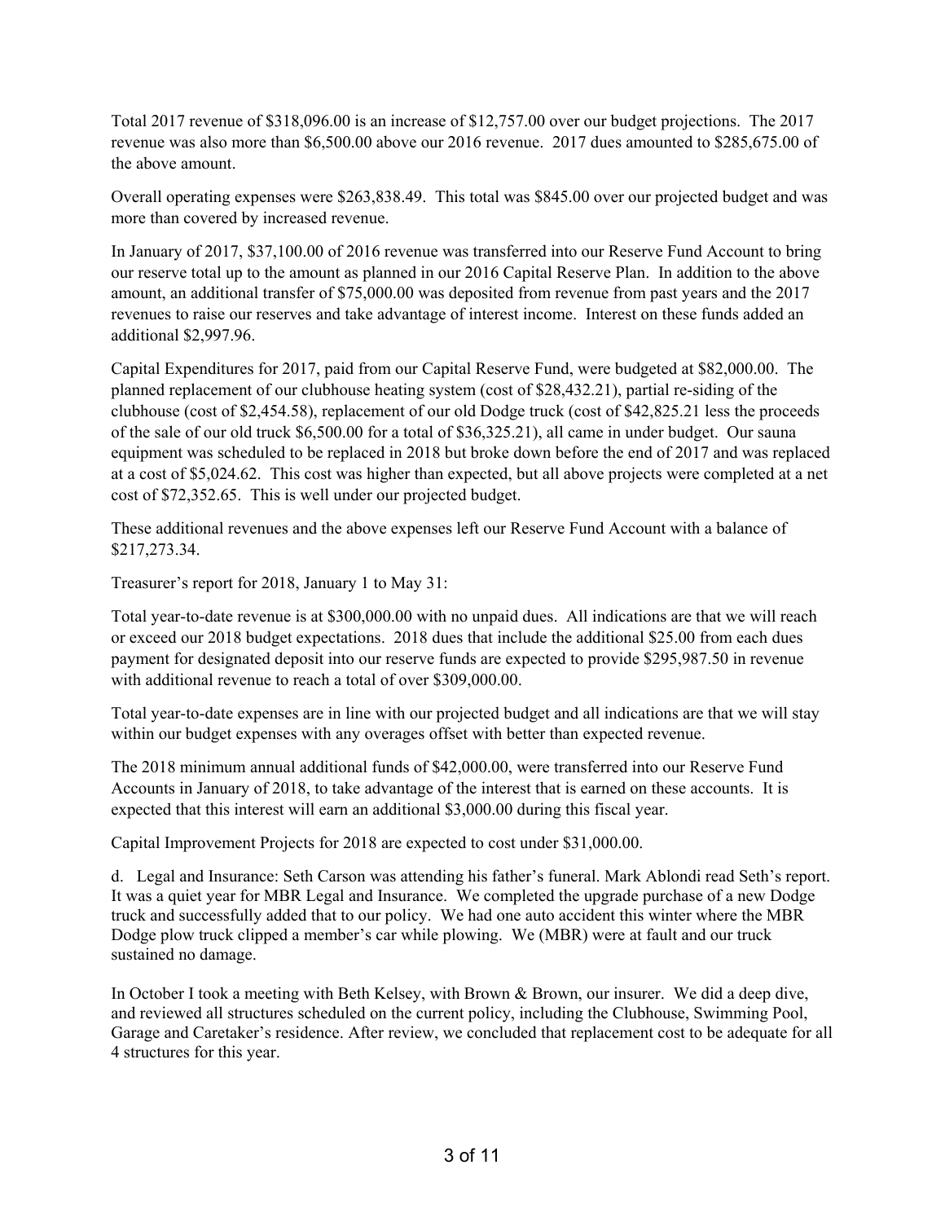Total 2017 revenue of $318,096.00 is an increase of $12,757.00 over our budget projections. The 2017 revenue was also more than $6,500.00 above our 2016 revenue. 2017 dues amounted to $285,675.00 of the above amount.

Overall operating expenses were $263,838.49. This total was $845.00 over our projected budget and was more than covered by increased revenue.

In January of 2017, $37,100.00 of 2016 revenue was transferred into our Reserve Fund Account to bring our reserve total up to the amount as planned in our 2016 Capital Reserve Plan. In addition to the above amount, an additional transfer of $75,000.00 was deposited from revenue from past years and the 2017 revenues to raise our reserves and take advantage of interest income. Interest on these funds added an additional $2,997.96.

Capital Expenditures for 2017, paid from our Capital Reserve Fund, were budgeted at $82,000.00. The planned replacement of our clubhouse heating system (cost of $28,432.21), partial re-siding of the clubhouse (cost of $2,454.58), replacement of our old Dodge truck (cost of $42,825.21 less the proceeds of the sale of our old truck $6,500.00 for a total of $36,325.21), all came in under budget. Our sauna equipment was scheduled to be replaced in 2018 but broke down before the end of 2017 and was replaced at a cost of $5,024.62. This cost was higher than expected, but all above projects were completed at a net cost of $72,352.65. This is well under our projected budget.

These additional revenues and the above expenses left our Reserve Fund Account with a balance of $217,273.34.

Treasurer's report for 2018, January 1 to May 31:

Total year-to-date revenue is at $300,000.00 with no unpaid dues. All indications are that we will reach or exceed our 2018 budget expectations. 2018 dues that include the additional $25.00 from each dues payment for designated deposit into our reserve funds are expected to provide $295,987.50 in revenue with additional revenue to reach a total of over $309,000.00.

Total year-to-date expenses are in line with our projected budget and all indications are that we will stay within our budget expenses with any overages offset with better than expected revenue.

The 2018 minimum annual additional funds of $42,000.00, were transferred into our Reserve Fund Accounts in January of 2018, to take advantage of the interest that is earned on these accounts. It is expected that this interest will earn an additional $3,000.00 during this fiscal year.

Capital Improvement Projects for 2018 are expected to cost under $31,000.00.

d. Legal and Insurance: Seth Carson was attending his father's funeral. Mark Ablondi read Seth's report. It was a quiet year for MBR Legal and Insurance. We completed the upgrade purchase of a new Dodge truck and successfully added that to our policy. We had one auto accident this winter where the MBR Dodge plow truck clipped a member's car while plowing. We (MBR) were at fault and our truck sustained no damage.

In October I took a meeting with Beth Kelsey, with Brown & Brown, our insurer. We did a deep dive, and reviewed all structures scheduled on the current policy, including the Clubhouse, Swimming Pool, Garage and Caretaker's residence. After review, we concluded that replacement cost to be adequate for all 4 structures for this year.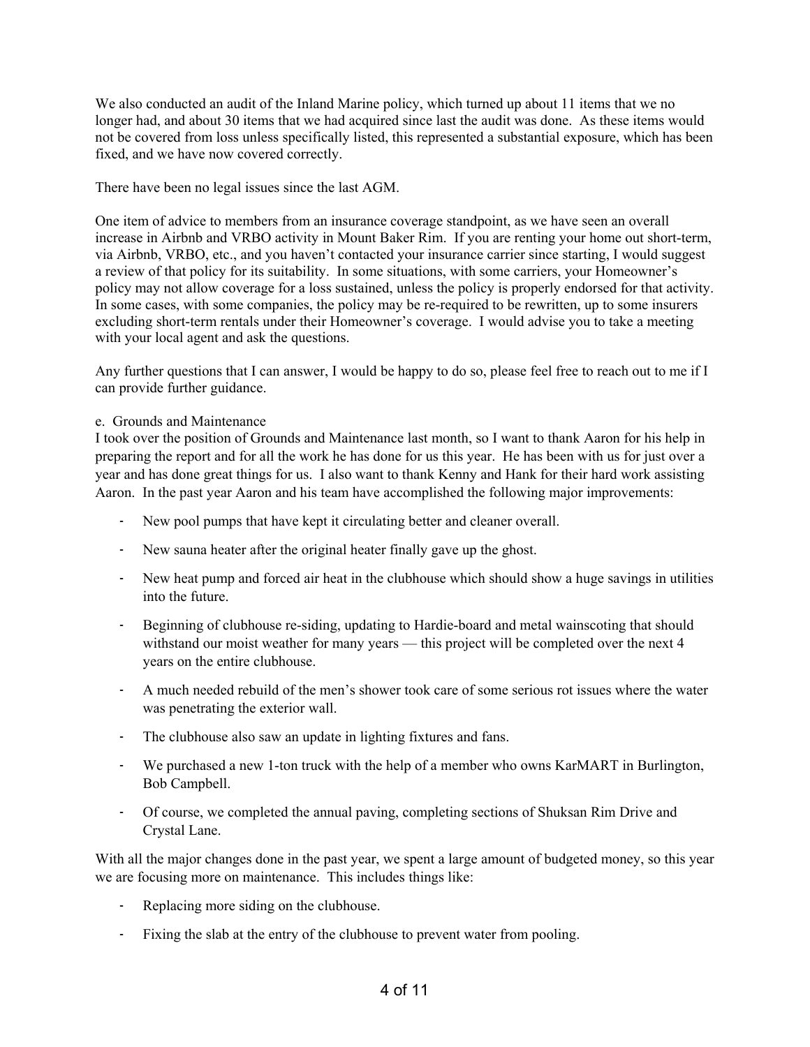We also conducted an audit of the Inland Marine policy, which turned up about 11 items that we no longer had, and about 30 items that we had acquired since last the audit was done. As these items would not be covered from loss unless specifically listed, this represented a substantial exposure, which has been fixed, and we have now covered correctly.

There have been no legal issues since the last AGM.

One item of advice to members from an insurance coverage standpoint, as we have seen an overall increase in Airbnb and VRBO activity in Mount Baker Rim. If you are renting your home out short-term, via Airbnb, VRBO, etc., and you haven't contacted your insurance carrier since starting, I would suggest a review of that policy for its suitability. In some situations, with some carriers, your Homeowner's policy may not allow coverage for a loss sustained, unless the policy is properly endorsed for that activity. In some cases, with some companies, the policy may be re-required to be rewritten, up to some insurers excluding short-term rentals under their Homeowner's coverage. I would advise you to take a meeting with your local agent and ask the questions.

Any further questions that I can answer, I would be happy to do so, please feel free to reach out to me if I can provide further guidance.

e. Grounds and Maintenance

I took over the position of Grounds and Maintenance last month, so I want to thank Aaron for his help in preparing the report and for all the work he has done for us this year. He has been with us for just over a year and has done great things for us. I also want to thank Kenny and Hank for their hard work assisting Aaron. In the past year Aaron and his team have accomplished the following major improvements:

- New pool pumps that have kept it circulating better and cleaner overall.
- New sauna heater after the original heater finally gave up the ghost.
- New heat pump and forced air heat in the clubhouse which should show a huge savings in utilities into the future.
- Beginning of clubhouse re-siding, updating to Hardie-board and metal wainscoting that should withstand our moist weather for many years — this project will be completed over the next 4 years on the entire clubhouse.
- A much needed rebuild of the men's shower took care of some serious rot issues where the water was penetrating the exterior wall.
- The clubhouse also saw an update in lighting fixtures and fans.
- We purchased a new 1-ton truck with the help of a member who owns KarMART in Burlington, Bob Campbell.
- Of course, we completed the annual paving, completing sections of Shuksan Rim Drive and Crystal Lane.

With all the major changes done in the past year, we spent a large amount of budgeted money, so this year we are focusing more on maintenance. This includes things like:

- Replacing more siding on the clubhouse.
- Fixing the slab at the entry of the clubhouse to prevent water from pooling.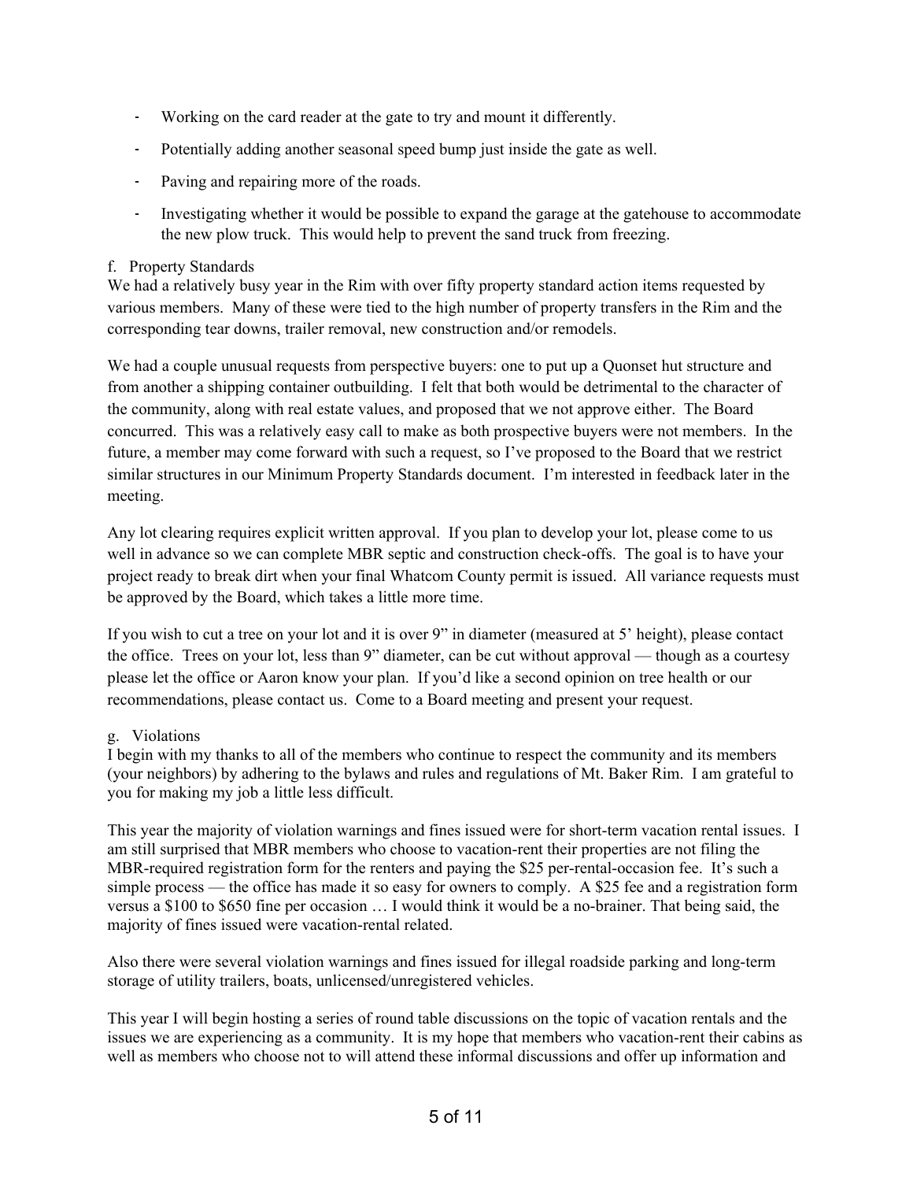- Working on the card reader at the gate to try and mount it differently.
- Potentially adding another seasonal speed bump just inside the gate as well.
- Paving and repairing more of the roads.
- Investigating whether it would be possible to expand the garage at the gatehouse to accommodate the new plow truck. This would help to prevent the sand truck from freezing.

f. Property Standards

We had a relatively busy year in the Rim with over fifty property standard action items requested by various members. Many of these were tied to the high number of property transfers in the Rim and the corresponding tear downs, trailer removal, new construction and/or remodels.

We had a couple unusual requests from perspective buyers: one to put up a Quonset hut structure and from another a shipping container outbuilding. I felt that both would be detrimental to the character of the community, along with real estate values, and proposed that we not approve either. The Board concurred. This was a relatively easy call to make as both prospective buyers were not members. In the future, a member may come forward with such a request, so I've proposed to the Board that we restrict similar structures in our Minimum Property Standards document. I'm interested in feedback later in the meeting.

Any lot clearing requires explicit written approval. If you plan to develop your lot, please come to us well in advance so we can complete MBR septic and construction check-offs. The goal is to have your project ready to break dirt when your final Whatcom County permit is issued. All variance requests must be approved by the Board, which takes a little more time.

If you wish to cut a tree on your lot and it is over 9" in diameter (measured at 5' height), please contact the office. Trees on your lot, less than 9" diameter, can be cut without approval — though as a courtesy please let the office or Aaron know your plan. If you'd like a second opinion on tree health or our recommendations, please contact us. Come to a Board meeting and present your request.

g. Violations

I begin with my thanks to all of the members who continue to respect the community and its members (your neighbors) by adhering to the bylaws and rules and regulations of Mt. Baker Rim. I am grateful to you for making my job a little less difficult.

This year the majority of violation warnings and fines issued were for short-term vacation rental issues. I am still surprised that MBR members who choose to vacation-rent their properties are not filing the MBR-required registration form for the renters and paying the $25 per-rental-occasion fee. It's such a simple process — the office has made it so easy for owners to comply. A $25 fee and a registration form versus a $100 to $650 fine per occasion … I would think it would be a no-brainer. That being said, the majority of fines issued were vacation-rental related.

Also there were several violation warnings and fines issued for illegal roadside parking and long-term storage of utility trailers, boats, unlicensed/unregistered vehicles.

This year I will begin hosting a series of round table discussions on the topic of vacation rentals and the issues we are experiencing as a community. It is my hope that members who vacation-rent their cabins as well as members who choose not to will attend these informal discussions and offer up information and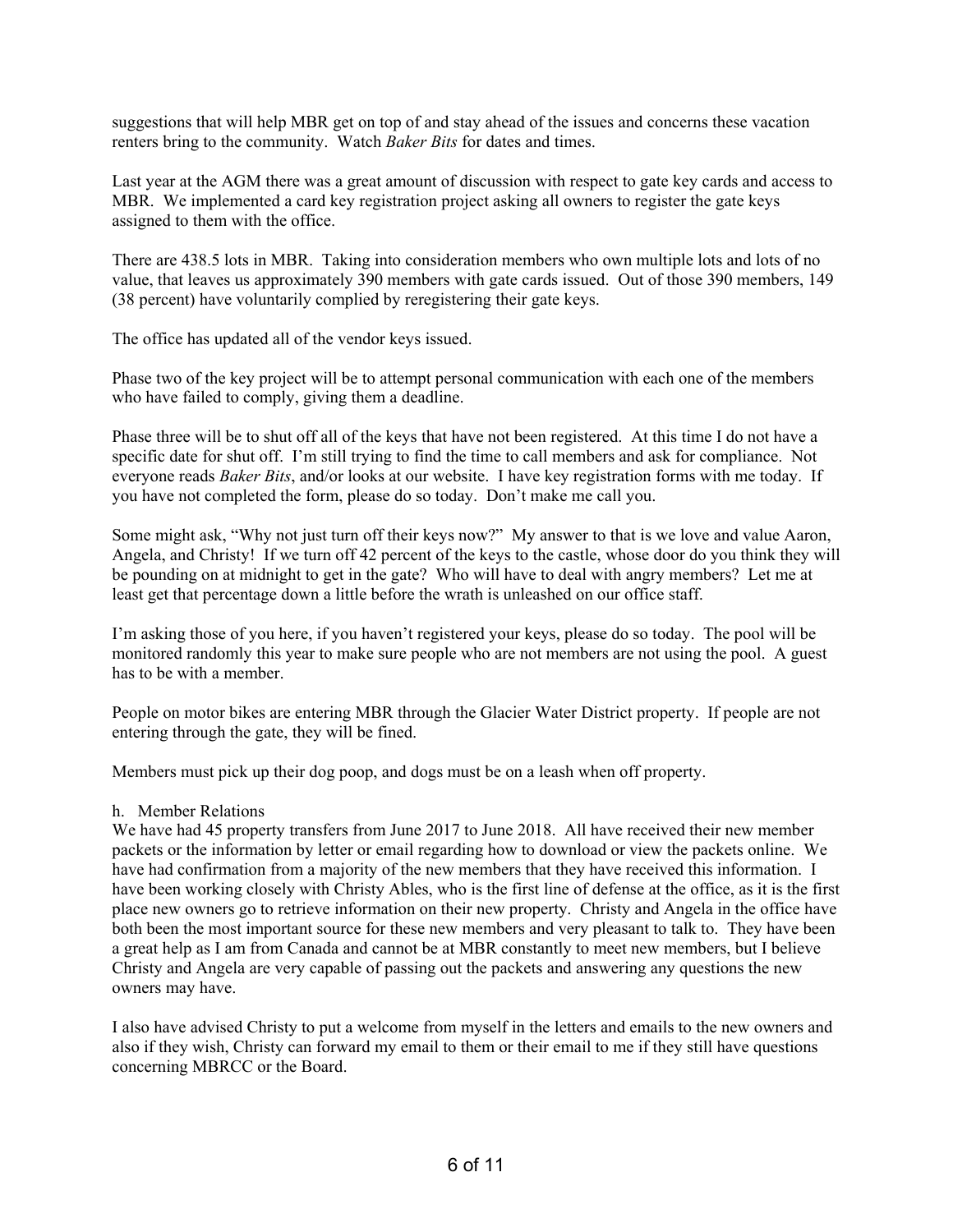suggestions that will help MBR get on top of and stay ahead of the issues and concerns these vacation renters bring to the community. Watch *Baker Bits* for dates and times.

Last year at the AGM there was a great amount of discussion with respect to gate key cards and access to MBR. We implemented a card key registration project asking all owners to register the gate keys assigned to them with the office.

There are 438.5 lots in MBR. Taking into consideration members who own multiple lots and lots of no value, that leaves us approximately 390 members with gate cards issued. Out of those 390 members, 149 (38 percent) have voluntarily complied by reregistering their gate keys.

The office has updated all of the vendor keys issued.

Phase two of the key project will be to attempt personal communication with each one of the members who have failed to comply, giving them a deadline.

Phase three will be to shut off all of the keys that have not been registered. At this time I do not have a specific date for shut off. I'm still trying to find the time to call members and ask for compliance. Not everyone reads *Baker Bits*, and/or looks at our website. I have key registration forms with me today. If you have not completed the form, please do so today. Don't make me call you.

Some might ask, "Why not just turn off their keys now?" My answer to that is we love and value Aaron, Angela, and Christy! If we turn off 42 percent of the keys to the castle, whose door do you think they will be pounding on at midnight to get in the gate? Who will have to deal with angry members? Let me at least get that percentage down a little before the wrath is unleashed on our office staff.

I'm asking those of you here, if you haven't registered your keys, please do so today. The pool will be monitored randomly this year to make sure people who are not members are not using the pool. A guest has to be with a member.

People on motor bikes are entering MBR through the Glacier Water District property. If people are not entering through the gate, they will be fined.

Members must pick up their dog poop, and dogs must be on a leash when off property.

h. Member Relations

We have had 45 property transfers from June 2017 to June 2018. All have received their new member packets or the information by letter or email regarding how to download or view the packets online. We have had confirmation from a majority of the new members that they have received this information. I have been working closely with Christy Ables, who is the first line of defense at the office, as it is the first place new owners go to retrieve information on their new property. Christy and Angela in the office have both been the most important source for these new members and very pleasant to talk to. They have been a great help as I am from Canada and cannot be at MBR constantly to meet new members, but I believe Christy and Angela are very capable of passing out the packets and answering any questions the new owners may have.

I also have advised Christy to put a welcome from myself in the letters and emails to the new owners and also if they wish, Christy can forward my email to them or their email to me if they still have questions concerning MBRCC or the Board.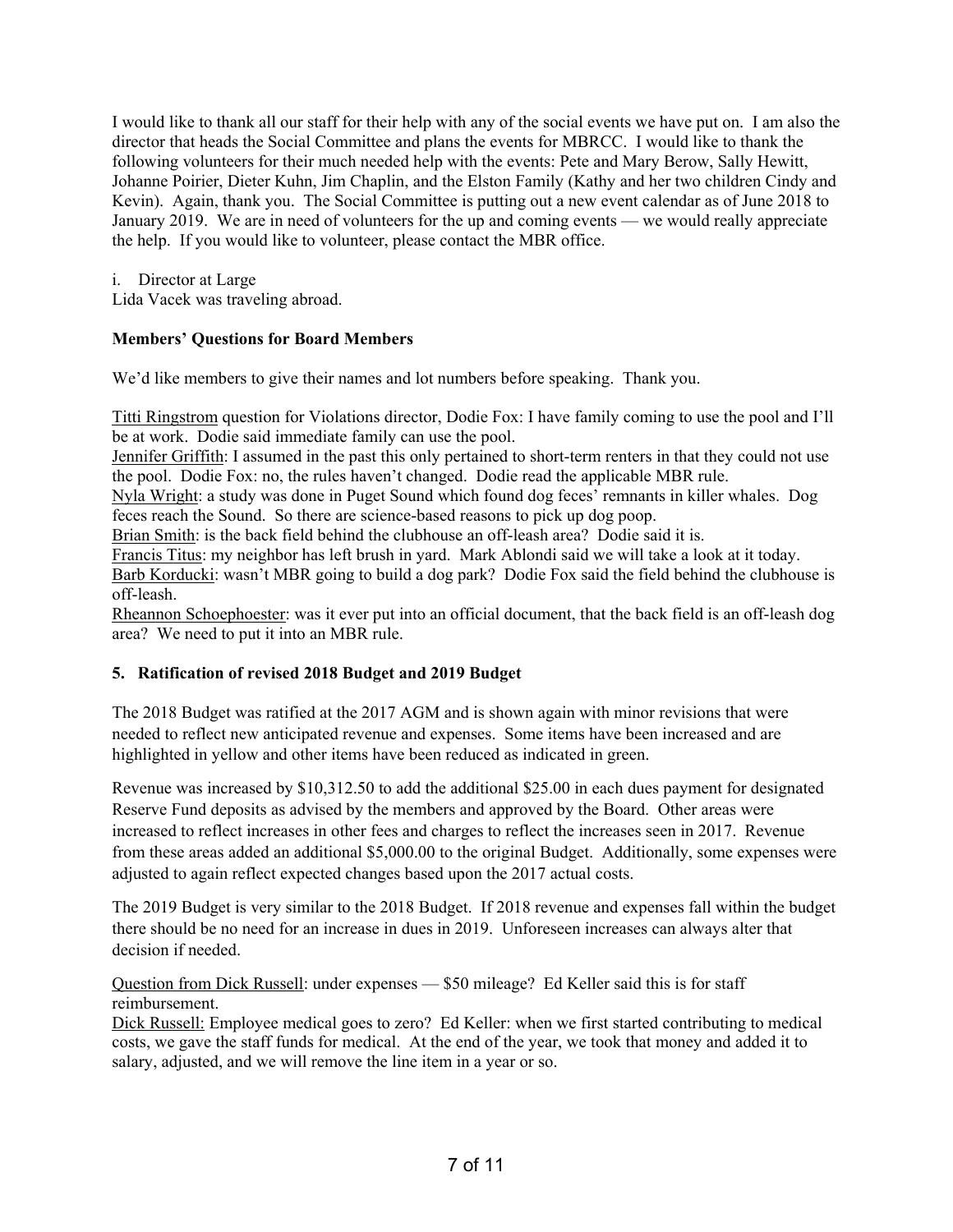I would like to thank all our staff for their help with any of the social events we have put on. I am also the director that heads the Social Committee and plans the events for MBRCC. I would like to thank the following volunteers for their much needed help with the events: Pete and Mary Berow, Sally Hewitt, Johanne Poirier, Dieter Kuhn, Jim Chaplin, and the Elston Family (Kathy and her two children Cindy and Kevin). Again, thank you. The Social Committee is putting out a new event calendar as of June 2018 to January 2019. We are in need of volunteers for the up and coming events — we would really appreciate the help. If you would like to volunteer, please contact the MBR office.

i. Director at Large
Lida Vacek was traveling abroad.

**Members' Questions for Board Members**

We'd like members to give their names and lot numbers before speaking. Thank you.

Titti Ringstrom question for Violations director, Dodie Fox: I have family coming to use the pool and I'll be at work. Dodie said immediate family can use the pool.
Jennifer Griffith: I assumed in the past this only pertained to short-term renters in that they could not use the pool. Dodie Fox: no, the rules haven't changed. Dodie read the applicable MBR rule.
Nyla Wright: a study was done in Puget Sound which found dog feces' remnants in killer whales. Dog feces reach the Sound. So there are science-based reasons to pick up dog poop.
Brian Smith: is the back field behind the clubhouse an off-leash area? Dodie said it is.
Francis Titus: my neighbor has left brush in yard. Mark Ablondi said we will take a look at it today.
Barb Korducki: wasn't MBR going to build a dog park? Dodie Fox said the field behind the clubhouse is off-leash.
Rheannon Schoephoester: was it ever put into an official document, that the back field is an off-leash dog area? We need to put it into an MBR rule.

**5. Ratification of revised 2018 Budget and 2019 Budget**

The 2018 Budget was ratified at the 2017 AGM and is shown again with minor revisions that were needed to reflect new anticipated revenue and expenses. Some items have been increased and are highlighted in yellow and other items have been reduced as indicated in green.

Revenue was increased by $10,312.50 to add the additional $25.00 in each dues payment for designated Reserve Fund deposits as advised by the members and approved by the Board. Other areas were increased to reflect increases in other fees and charges to reflect the increases seen in 2017. Revenue from these areas added an additional $5,000.00 to the original Budget. Additionally, some expenses were adjusted to again reflect expected changes based upon the 2017 actual costs.

The 2019 Budget is very similar to the 2018 Budget. If 2018 revenue and expenses fall within the budget there should be no need for an increase in dues in 2019. Unforeseen increases can always alter that decision if needed.

Question from Dick Russell: under expenses — $50 mileage? Ed Keller said this is for staff reimbursement.
Dick Russell: Employee medical goes to zero? Ed Keller: when we first started contributing to medical costs, we gave the staff funds for medical. At the end of the year, we took that money and added it to salary, adjusted, and we will remove the line item in a year or so.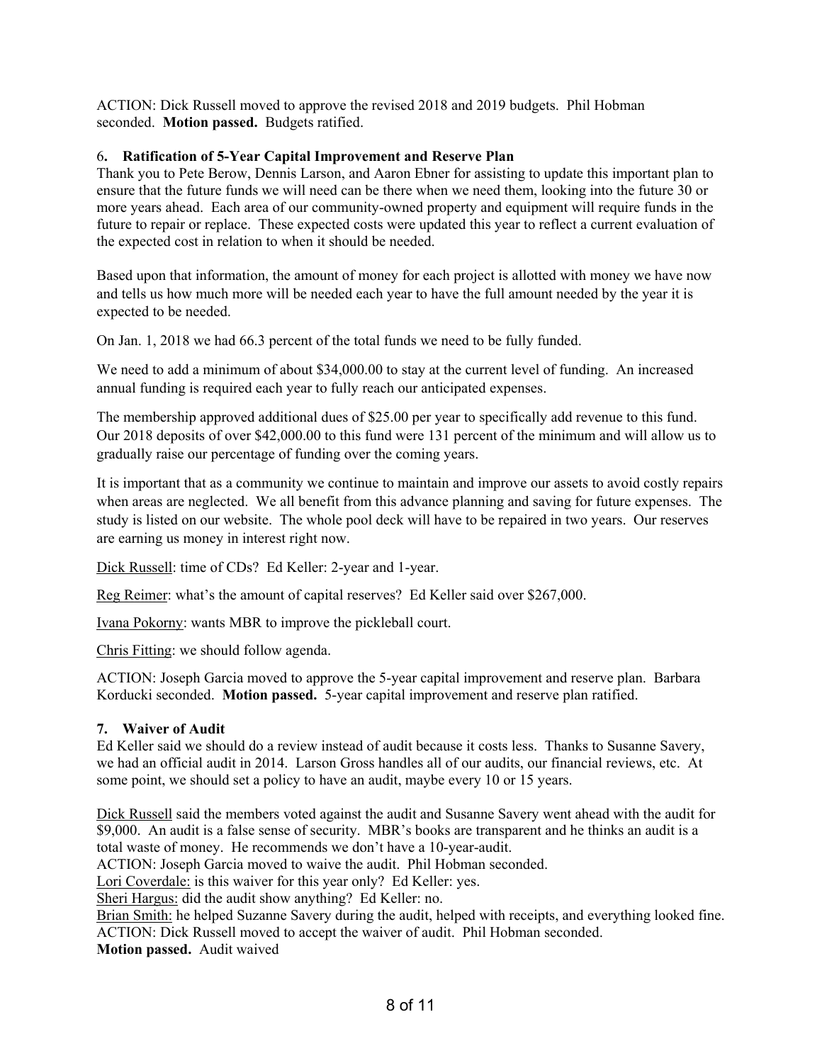ACTION: Dick Russell moved to approve the revised 2018 and 2019 budgets. Phil Hobman seconded. **Motion passed.** Budgets ratified.

### 6. Ratification of 5-Year Capital Improvement and Reserve Plan

Thank you to Pete Berow, Dennis Larson, and Aaron Ebner for assisting to update this important plan to ensure that the future funds we will need can be there when we need them, looking into the future 30 or more years ahead. Each area of our community-owned property and equipment will require funds in the future to repair or replace. These expected costs were updated this year to reflect a current evaluation of the expected cost in relation to when it should be needed.

Based upon that information, the amount of money for each project is allotted with money we have now and tells us how much more will be needed each year to have the full amount needed by the year it is expected to be needed.

On Jan. 1, 2018 we had 66.3 percent of the total funds we need to be fully funded.

We need to add a minimum of about $34,000.00 to stay at the current level of funding. An increased annual funding is required each year to fully reach our anticipated expenses.

The membership approved additional dues of $25.00 per year to specifically add revenue to this fund. Our 2018 deposits of over $42,000.00 to this fund were 131 percent of the minimum and will allow us to gradually raise our percentage of funding over the coming years.

It is important that as a community we continue to maintain and improve our assets to avoid costly repairs when areas are neglected. We all benefit from this advance planning and saving for future expenses. The study is listed on our website. The whole pool deck will have to be repaired in two years. Our reserves are earning us money in interest right now.

Dick Russell: time of CDs? Ed Keller: 2-year and 1-year.

Reg Reimer: what's the amount of capital reserves? Ed Keller said over $267,000.

Ivana Pokorny: wants MBR to improve the pickleball court.

Chris Fitting: we should follow agenda.

ACTION: Joseph Garcia moved to approve the 5-year capital improvement and reserve plan. Barbara Korducki seconded. **Motion passed.** 5-year capital improvement and reserve plan ratified.

### 7. Waiver of Audit

Ed Keller said we should do a review instead of audit because it costs less. Thanks to Susanne Savery, we had an official audit in 2014. Larson Gross handles all of our audits, our financial reviews, etc. At some point, we should set a policy to have an audit, maybe every 10 or 15 years.

Dick Russell said the members voted against the audit and Susanne Savery went ahead with the audit for $9,000. An audit is a false sense of security. MBR's books are transparent and he thinks an audit is a total waste of money. He recommends we don't have a 10-year-audit.

ACTION: Joseph Garcia moved to waive the audit. Phil Hobman seconded.

Lori Coverdale: is this waiver for this year only? Ed Keller: yes.

Sheri Hargus: did the audit show anything? Ed Keller: no.

Brian Smith: he helped Suzanne Savery during the audit, helped with receipts, and everything looked fine.

ACTION: Dick Russell moved to accept the waiver of audit. Phil Hobman seconded.

**Motion passed.** Audit waived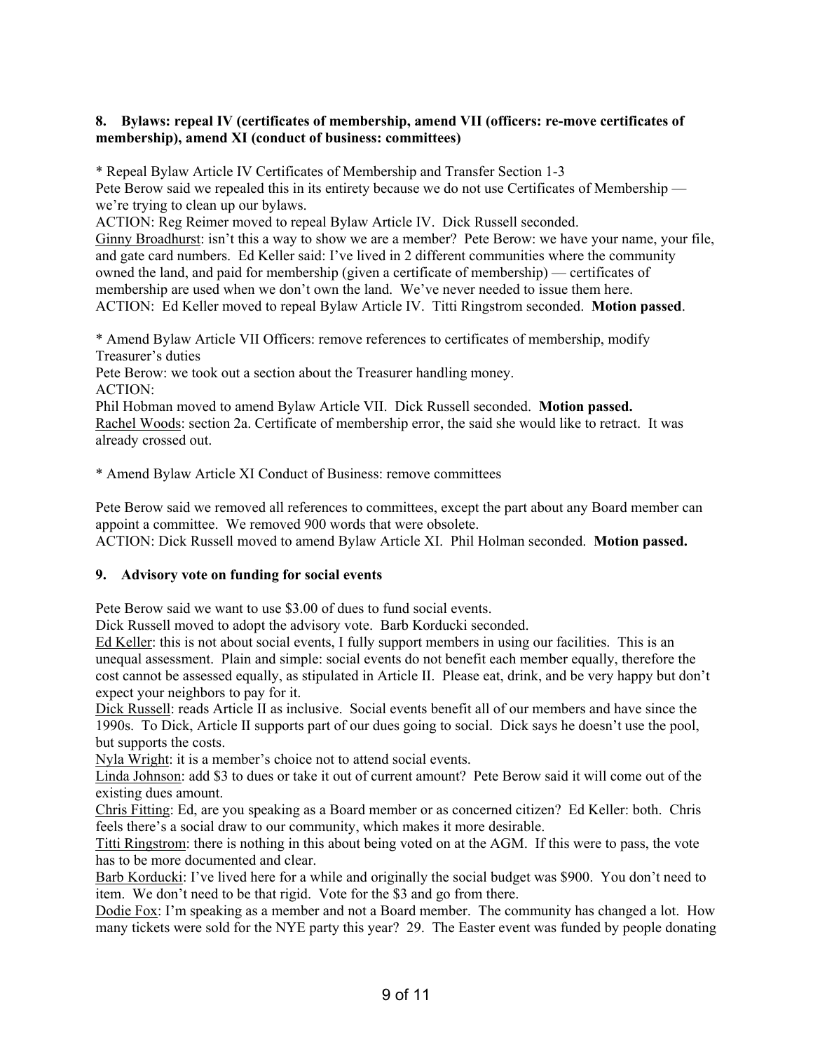### 8. Bylaws: repeal IV (certificates of membership, amend VII (officers: re-move certificates of membership), amend XI (conduct of business: committees)

* Repeal Bylaw Article IV Certificates of Membership and Transfer Section 1-3

Pete Berow said we repealed this in its entirety because we do not use Certificates of Membership — we're trying to clean up our bylaws.

ACTION: Reg Reimer moved to repeal Bylaw Article IV. Dick Russell seconded.

Ginny Broadhurst: isn't this a way to show we are a member? Pete Berow: we have your name, your file, and gate card numbers. Ed Keller said: I've lived in 2 different communities where the community owned the land, and paid for membership (given a certificate of membership) — certificates of membership are used when we don't own the land. We've never needed to issue them here.

ACTION: Ed Keller moved to repeal Bylaw Article IV. Titti Ringstrom seconded. **Motion passed**.

* Amend Bylaw Article VII Officers: remove references to certificates of membership, modify Treasurer's duties

Pete Berow: we took out a section about the Treasurer handling money.

ACTION:

Phil Hobman moved to amend Bylaw Article VII. Dick Russell seconded. **Motion passed.**

Rachel Woods: section 2a. Certificate of membership error, the said she would like to retract. It was already crossed out.

* Amend Bylaw Article XI Conduct of Business: remove committees

Pete Berow said we removed all references to committees, except the part about any Board member can appoint a committee. We removed 900 words that were obsolete.

ACTION: Dick Russell moved to amend Bylaw Article XI. Phil Holman seconded. **Motion passed.**

### 9. Advisory vote on funding for social events

Pete Berow said we want to use $3.00 of dues to fund social events.

Dick Russell moved to adopt the advisory vote. Barb Korducki seconded.

Ed Keller: this is not about social events, I fully support members in using our facilities. This is an unequal assessment. Plain and simple: social events do not benefit each member equally, therefore the cost cannot be assessed equally, as stipulated in Article II. Please eat, drink, and be very happy but don't expect your neighbors to pay for it.

Dick Russell: reads Article II as inclusive. Social events benefit all of our members and have since the 1990s. To Dick, Article II supports part of our dues going to social. Dick says he doesn't use the pool, but supports the costs.

Nyla Wright: it is a member's choice not to attend social events.

Linda Johnson: add $3 to dues or take it out of current amount? Pete Berow said it will come out of the existing dues amount.

Chris Fitting: Ed, are you speaking as a Board member or as concerned citizen? Ed Keller: both. Chris feels there's a social draw to our community, which makes it more desirable.

Titti Ringstrom: there is nothing in this about being voted on at the AGM. If this were to pass, the vote has to be more documented and clear.

Barb Korducki: I've lived here for a while and originally the social budget was $900. You don't need to item. We don't need to be that rigid. Vote for the $3 and go from there.

Dodie Fox: I'm speaking as a member and not a Board member. The community has changed a lot. How many tickets were sold for the NYE party this year? 29. The Easter event was funded by people donating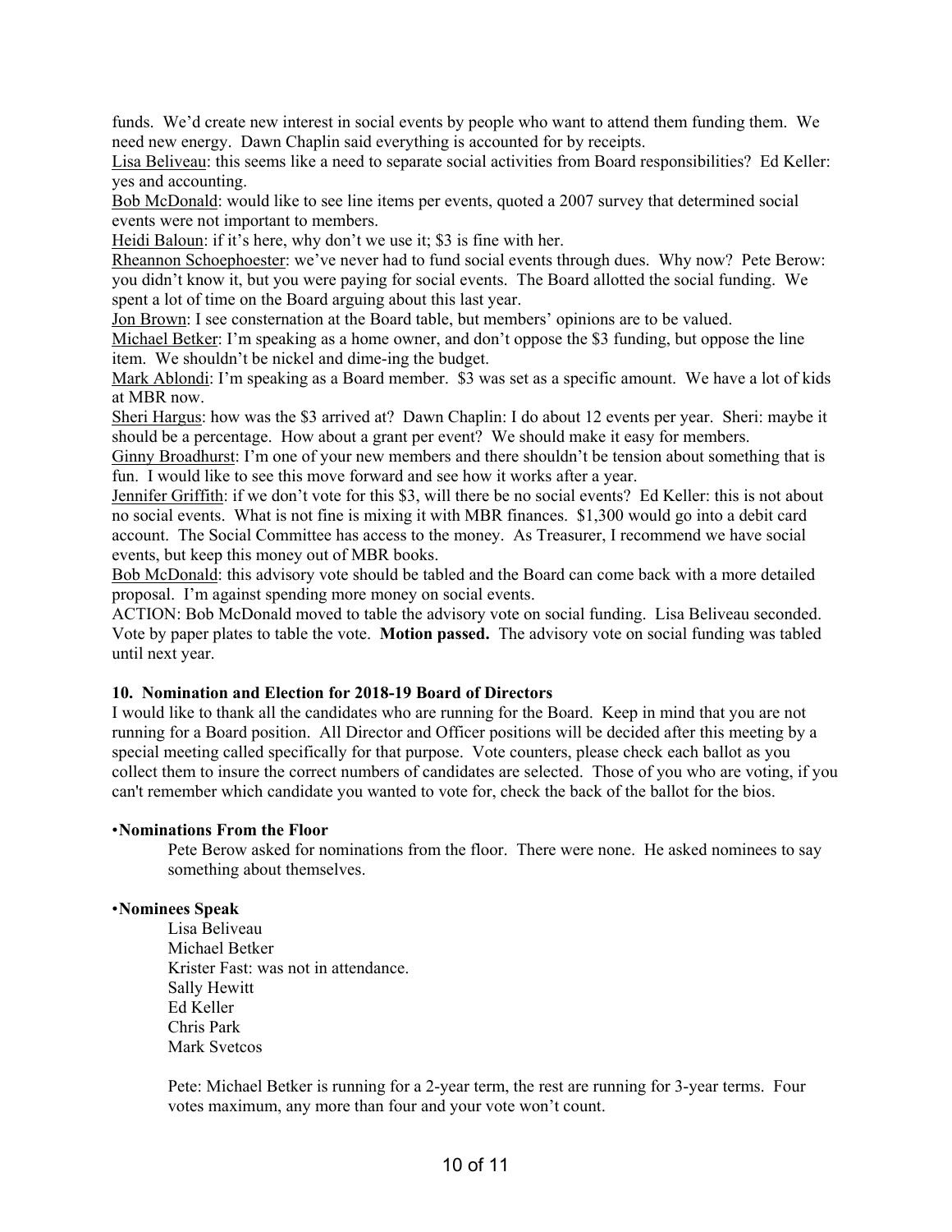funds. We'd create new interest in social events by people who want to attend them funding them. We need new energy. Dawn Chaplin said everything is accounted for by receipts.

Lisa Beliveau: this seems like a need to separate social activities from Board responsibilities? Ed Keller: yes and accounting.

Bob McDonald: would like to see line items per events, quoted a 2007 survey that determined social events were not important to members.

Heidi Baloun: if it's here, why don't we use it; $3 is fine with her.

Rheannon Schoephoester: we've never had to fund social events through dues. Why now? Pete Berow: you didn't know it, but you were paying for social events. The Board allotted the social funding. We spent a lot of time on the Board arguing about this last year.

Jon Brown: I see consternation at the Board table, but members' opinions are to be valued.

Michael Betker: I'm speaking as a home owner, and don't oppose the $3 funding, but oppose the line item. We shouldn't be nickel and dime-ing the budget.

Mark Ablondi: I'm speaking as a Board member. $3 was set as a specific amount. We have a lot of kids at MBR now.

Sheri Hargus: how was the $3 arrived at? Dawn Chaplin: I do about 12 events per year. Sheri: maybe it should be a percentage. How about a grant per event? We should make it easy for members.

Ginny Broadhurst: I'm one of your new members and there shouldn't be tension about something that is fun. I would like to see this move forward and see how it works after a year.

Jennifer Griffith: if we don't vote for this $3, will there be no social events? Ed Keller: this is not about no social events. What is not fine is mixing it with MBR finances. $1,300 would go into a debit card account. The Social Committee has access to the money. As Treasurer, I recommend we have social events, but keep this money out of MBR books.

Bob McDonald: this advisory vote should be tabled and the Board can come back with a more detailed proposal. I'm against spending more money on social events.

ACTION: Bob McDonald moved to table the advisory vote on social funding. Lisa Beliveau seconded. Vote by paper plates to table the vote. **Motion passed.** The advisory vote on social funding was tabled until next year.

**10. Nomination and Election for 2018-19 Board of Directors**

I would like to thank all the candidates who are running for the Board. Keep in mind that you are not running for a Board position. All Director and Officer positions will be decided after this meeting by a special meeting called specifically for that purpose. Vote counters, please check each ballot as you collect them to insure the correct numbers of candidates are selected. Those of you who are voting, if you can't remember which candidate you wanted to vote for, check the back of the ballot for the bios.

•**Nominations From the Floor**

Pete Berow asked for nominations from the floor. There were none. He asked nominees to say something about themselves.

•**Nominees Speak**

Lisa Beliveau
Michael Betker
Krister Fast: was not in attendance.
Sally Hewitt
Ed Keller
Chris Park
Mark Svetcos

Pete: Michael Betker is running for a 2-year term, the rest are running for 3-year terms. Four votes maximum, any more than four and your vote won't count.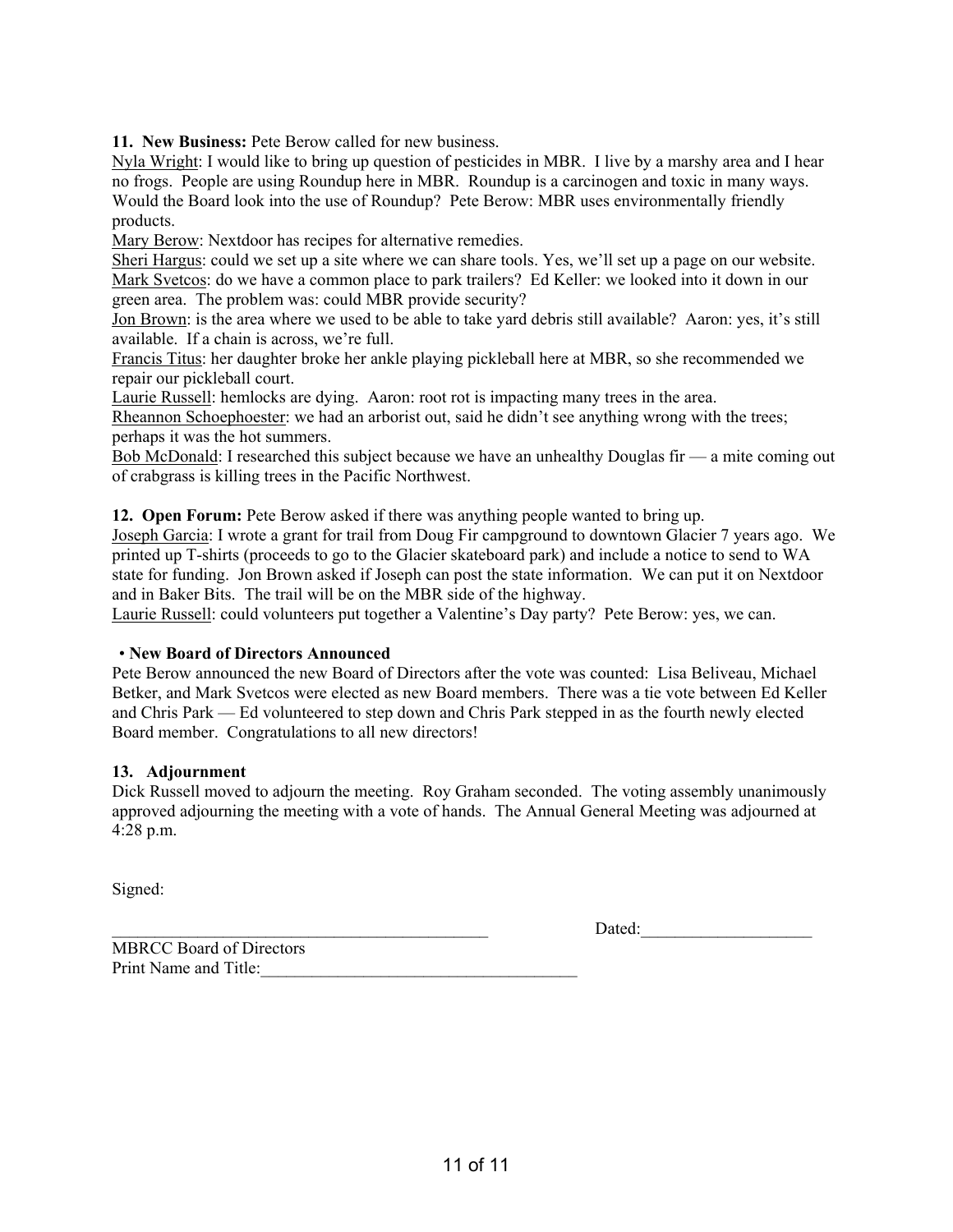**11. New Business:** Pete Berow called for new business.

Nyla Wright: I would like to bring up question of pesticides in MBR. I live by a marshy area and I hear no frogs. People are using Roundup here in MBR. Roundup is a carcinogen and toxic in many ways. Would the Board look into the use of Roundup? Pete Berow: MBR uses environmentally friendly products.

Mary Berow: Nextdoor has recipes for alternative remedies.

Sheri Hargus: could we set up a site where we can share tools. Yes, we'll set up a page on our website.

Mark Svetcos: do we have a common place to park trailers? Ed Keller: we looked into it down in our green area. The problem was: could MBR provide security?

Jon Brown: is the area where we used to be able to take yard debris still available? Aaron: yes, it's still available. If a chain is across, we're full.

Francis Titus: her daughter broke her ankle playing pickleball here at MBR, so she recommended we repair our pickleball court.

Laurie Russell: hemlocks are dying. Aaron: root rot is impacting many trees in the area.

Rheannon Schoephoester: we had an arborist out, said he didn't see anything wrong with the trees; perhaps it was the hot summers.

Bob McDonald: I researched this subject because we have an unhealthy Douglas fir — a mite coming out of crabgrass is killing trees in the Pacific Northwest.

**12. Open Forum:** Pete Berow asked if there was anything people wanted to bring up.

Joseph Garcia: I wrote a grant for trail from Doug Fir campground to downtown Glacier 7 years ago. We printed up T-shirts (proceeds to go to the Glacier skateboard park) and include a notice to send to WA state for funding. Jon Brown asked if Joseph can post the state information. We can put it on Nextdoor and in Baker Bits. The trail will be on the MBR side of the highway.

Laurie Russell: could volunteers put together a Valentine's Day party? Pete Berow: yes, we can.

- **New Board of Directors Announced**

Pete Berow announced the new Board of Directors after the vote was counted: Lisa Beliveau, Michael Betker, and Mark Svetcos were elected as new Board members. There was a tie vote between Ed Keller and Chris Park — Ed volunteered to step down and Chris Park stepped in as the fourth newly elected Board member. Congratulations to all new directors!

**13. Adjournment**

Dick Russell moved to adjourn the meeting. Roy Graham seconded. The voting assembly unanimously approved adjourning the meeting with a vote of hands. The Annual General Meeting was adjourned at 4:28 p.m.

Signed:

______________________________________________ Dated:____________________

MBRCC Board of Directors

Print Name and Title:_____________________________________